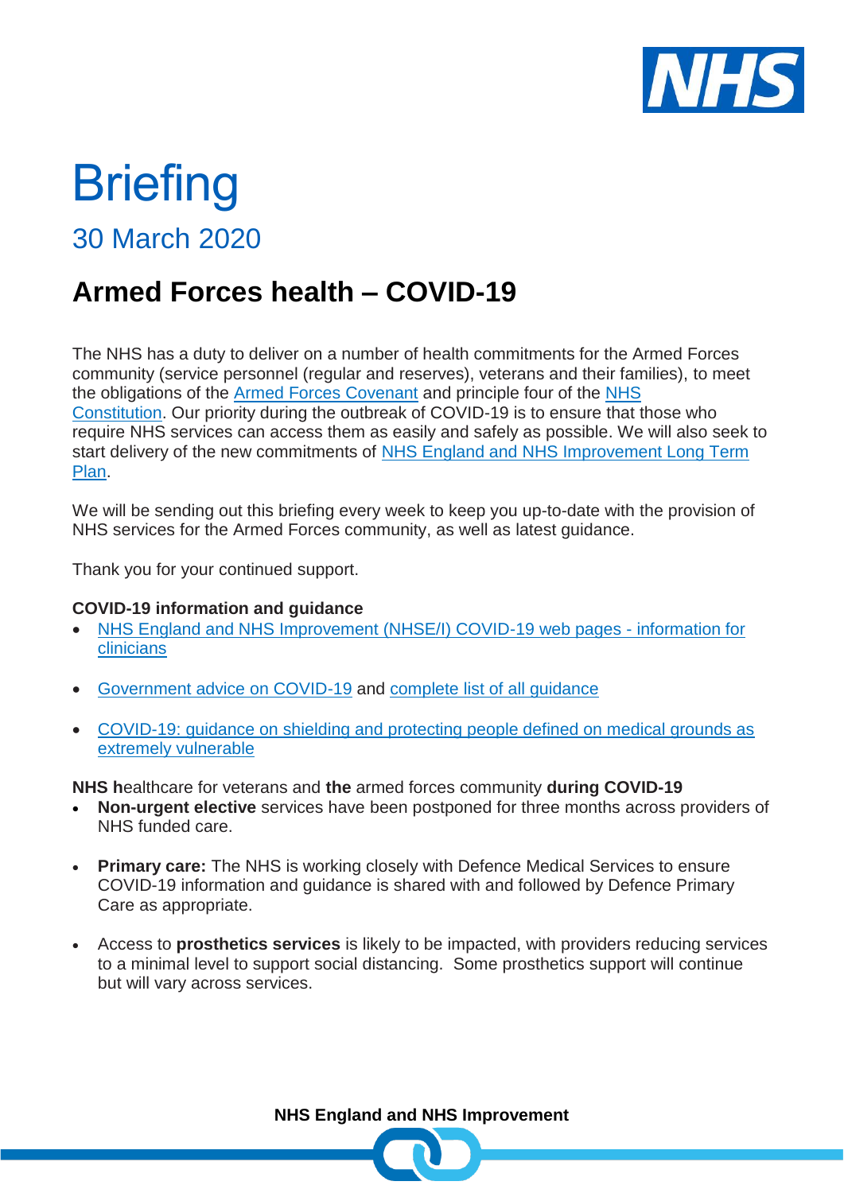# Briefing

## 30 March 2020

## Armed Forces health – COVID-19

The NHS has a duty to deliver on a number of health commitments for the Armed Forces community (service personnel (regular and reserves), veterans and their families), to meet the obligations of the Armed Forces Covenant and principle four of the NHS Constitution. Our priority during the outbreak of COVID-19 is to ensure that those who require NHS services can access them as easily and safely as possible. We will also seek to start delivery of the new commitments of NHS England and NHS Improvement Long Term Plan.

We will be sending out this briefing every week to keep you up-to-date with the provision of NHS services for the Armed Forces community, as well as latest guidance.

Thank you for your continued support.

**COVID-19 information and guidance**

- NHS England and NHS Improvement (NHSE/I) COVID-19 web pages - information for clinicians
- Government advice on COVID-19 and complete list of all guidance
- COVID-19: guidance on shielding and protecting people defined on medical grounds as extremely vulnerable

**NHS h**ealthcare for veterans and **the** armed forces community **during COVID-19**

- **Non-urgent elective** services have been postponed for three months across providers of NHS funded care.
- **Primary care:** The NHS is working closely with Defence Medical Services to ensure COVID-19 information and guidance is shared with and followed by Defence Primary Care as appropriate.
- Access to **prosthetics services** is likely to be impacted, with providers reducing services to a minimal level to support social distancing. Some prosthetics support will continue but will vary across services.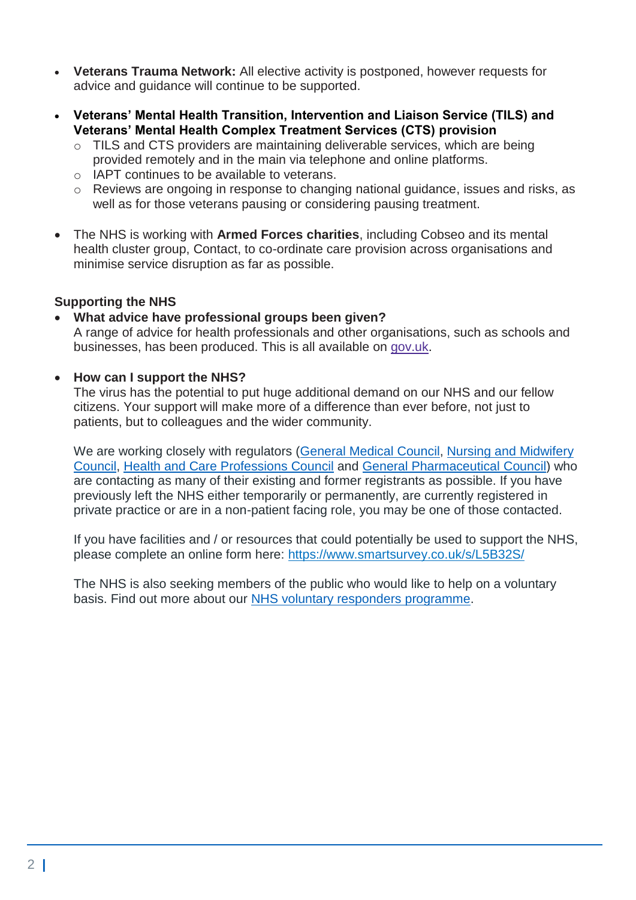- **Veterans Trauma Network:** All elective activity is postponed, however requests for advice and guidance will continue to be supported.

- **Veterans' Mental Health Transition, Intervention and Liaison Service (TILS) and Veterans' Mental Health Complex Treatment Services (CTS) provision**
  - TILS and CTS providers are maintaining deliverable services, which are being provided remotely and in the main via telephone and online platforms.
  - IAPT continues to be available to veterans.
  - Reviews are ongoing in response to changing national guidance, issues and risks, as well as for those veterans pausing or considering pausing treatment.

- The NHS is working with **Armed Forces charities**, including Cobseo and its mental health cluster group, Contact, to co-ordinate care provision across organisations and minimise service disruption as far as possible.

**Supporting the NHS**

- **What advice have professional groups been given?**
  A range of advice for health professionals and other organisations, such as schools and businesses, has been produced. This is all available on [gov.uk](gov.uk).

- **How can I support the NHS?**
  The virus has the potential to put huge additional demand on our NHS and our fellow citizens. Your support will make more of a difference than ever before, not just to patients, but to colleagues and the wider community.

  We are working closely with regulators (General Medical Council, Nursing and Midwifery Council, Health and Care Professions Council and General Pharmaceutical Council) who are contacting as many of their existing and former registrants as possible. If you have previously left the NHS either temporarily or permanently, are currently registered in private practice or are in a non-patient facing role, you may be one of those contacted.

  If you have facilities and / or resources that could potentially be used to support the NHS, please complete an online form here: https://www.smartsurvey.co.uk/s/L5B32S/

  The NHS is also seeking members of the public who would like to help on a voluntary basis. Find out more about our NHS voluntary responders programme.